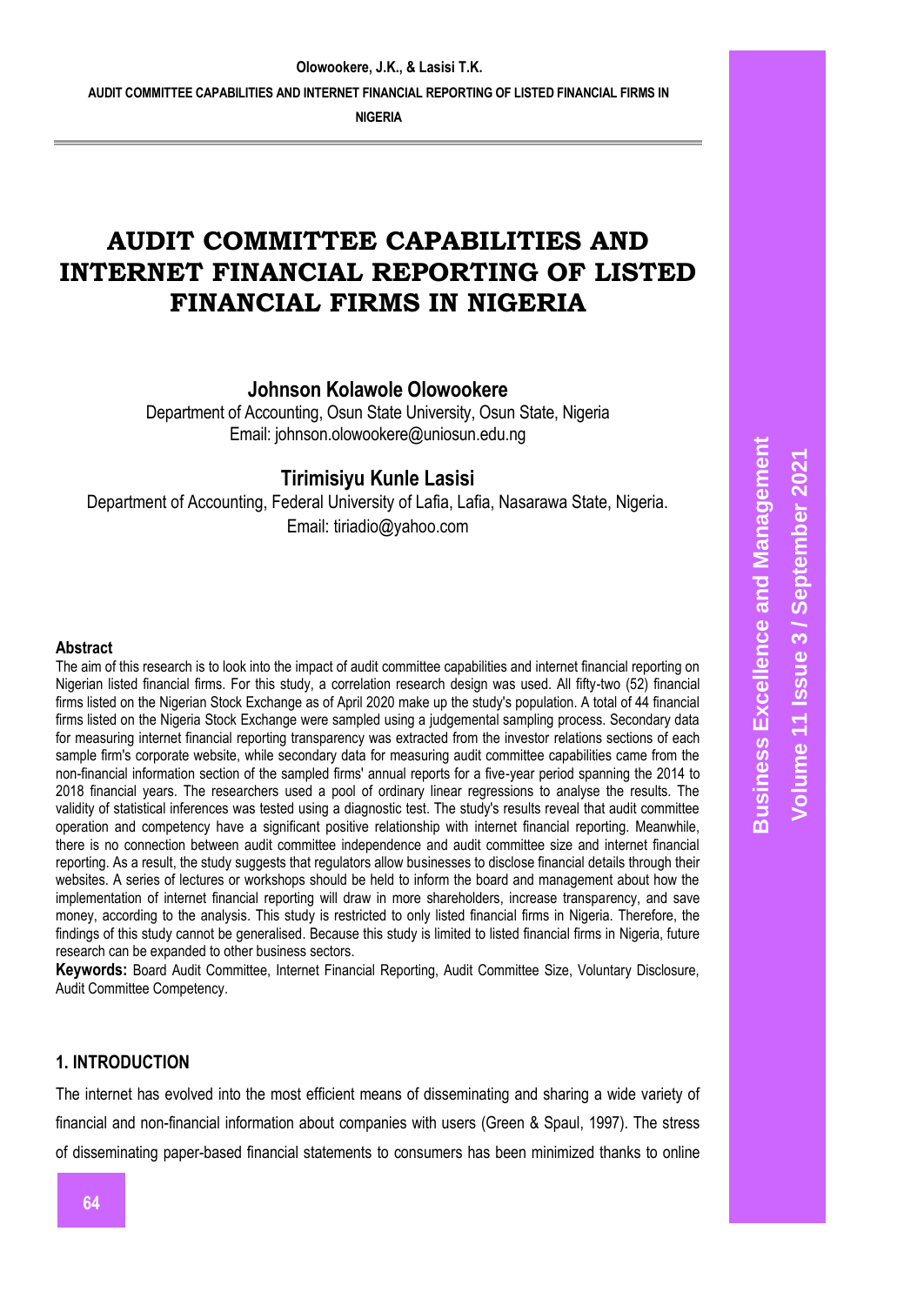# AUDIT COMMITTEE CAPABILITIES AND INTERNET FINANCIAL REPORTING OF LISTED FINANCIAL FIRMS IN NIGERIA

**Johnson Kolawole Olowookere**
Department of Accounting, Osun State University, Osun State, Nigeria
Email: johnson.olowookere@uniosun.edu.ng

**Tirimisiyu Kunle Lasisi**
Department of Accounting, Federal University of Lafia, Lafia, Nasarawa State, Nigeria.
Email: tiriadio@yahoo.com

### Abstract

The aim of this research is to look into the impact of audit committee capabilities and internet financial reporting on Nigerian listed financial firms. For this study, a correlation research design was used. All fifty-two (52) financial firms listed on the Nigerian Stock Exchange as of April 2020 make up the study's population. A total of 44 financial firms listed on the Nigeria Stock Exchange were sampled using a judgemental sampling process. Secondary data for measuring internet financial reporting transparency was extracted from the investor relations sections of each sample firm's corporate website, while secondary data for measuring audit committee capabilities came from the non-financial information section of the sampled firms' annual reports for a five-year period spanning the 2014 to 2018 financial years. The researchers used a pool of ordinary linear regressions to analyse the results. The validity of statistical inferences was tested using a diagnostic test. The study's results reveal that audit committee operation and competency have a significant positive relationship with internet financial reporting. Meanwhile, there is no connection between audit committee independence and audit committee size and internet financial reporting. As a result, the study suggests that regulators allow businesses to disclose financial details through their websites. A series of lectures or workshops should be held to inform the board and management about how the implementation of internet financial reporting will draw in more shareholders, increase transparency, and save money, according to the analysis. This study is restricted to only listed financial firms in Nigeria. Therefore, the findings of this study cannot be generalised. Because this study is limited to listed financial firms in Nigeria, future research can be expanded to other business sectors.

**Keywords:** Board Audit Committee, Internet Financial Reporting, Audit Committee Size, Voluntary Disclosure, Audit Committee Competency.

## 1. INTRODUCTION

The internet has evolved into the most efficient means of disseminating and sharing a wide variety of financial and non-financial information about companies with users (Green & Spaul, 1997). The stress of disseminating paper-based financial statements to consumers has been minimized thanks to online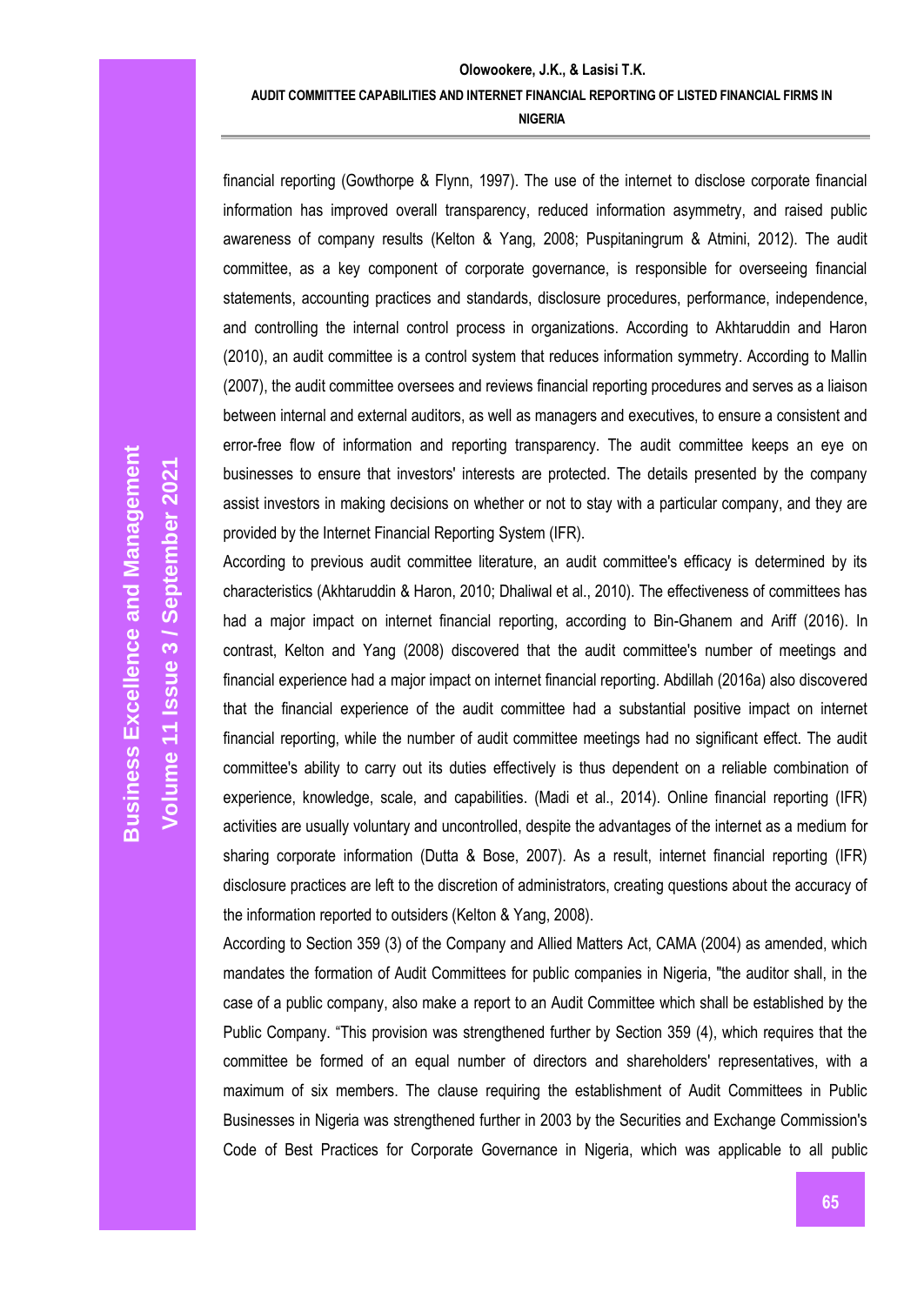financial reporting (Gowthorpe & Flynn, 1997). The use of the internet to disclose corporate financial information has improved overall transparency, reduced information asymmetry, and raised public awareness of company results (Kelton & Yang, 2008; Puspitaningrum & Atmini, 2012). The audit committee, as a key component of corporate governance, is responsible for overseeing financial statements, accounting practices and standards, disclosure procedures, performance, independence, and controlling the internal control process in organizations. According to Akhtaruddin and Haron (2010), an audit committee is a control system that reduces information symmetry. According to Mallin (2007), the audit committee oversees and reviews financial reporting procedures and serves as a liaison between internal and external auditors, as well as managers and executives, to ensure a consistent and error-free flow of information and reporting transparency. The audit committee keeps an eye on businesses to ensure that investors' interests are protected. The details presented by the company assist investors in making decisions on whether or not to stay with a particular company, and they are provided by the Internet Financial Reporting System (IFR).

According to previous audit committee literature, an audit committee's efficacy is determined by its characteristics (Akhtaruddin & Haron, 2010; Dhaliwal et al., 2010). The effectiveness of committees has had a major impact on internet financial reporting, according to Bin-Ghanem and Ariff (2016). In contrast, Kelton and Yang (2008) discovered that the audit committee's number of meetings and financial experience had a major impact on internet financial reporting. Abdillah (2016a) also discovered that the financial experience of the audit committee had a substantial positive impact on internet financial reporting, while the number of audit committee meetings had no significant effect. The audit committee's ability to carry out its duties effectively is thus dependent on a reliable combination of experience, knowledge, scale, and capabilities. (Madi et al., 2014). Online financial reporting (IFR) activities are usually voluntary and uncontrolled, despite the advantages of the internet as a medium for sharing corporate information (Dutta & Bose, 2007). As a result, internet financial reporting (IFR) disclosure practices are left to the discretion of administrators, creating questions about the accuracy of the information reported to outsiders (Kelton & Yang, 2008).

According to Section 359 (3) of the Company and Allied Matters Act, CAMA (2004) as amended, which mandates the formation of Audit Committees for public companies in Nigeria, "the auditor shall, in the case of a public company, also make a report to an Audit Committee which shall be established by the Public Company. "This provision was strengthened further by Section 359 (4), which requires that the committee be formed of an equal number of directors and shareholders' representatives, with a maximum of six members. The clause requiring the establishment of Audit Committees in Public Businesses in Nigeria was strengthened further in 2003 by the Securities and Exchange Commission's Code of Best Practices for Corporate Governance in Nigeria, which was applicable to all public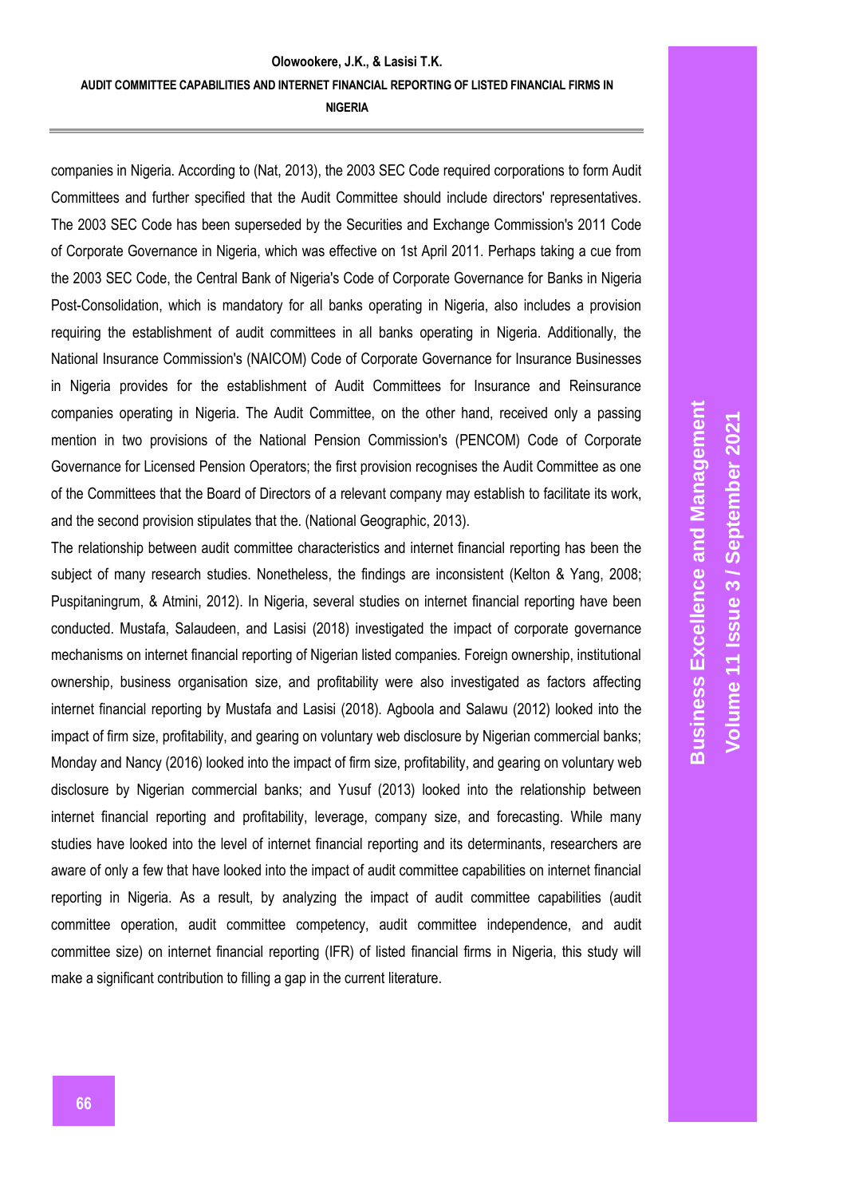companies in Nigeria. According to (Nat, 2013), the 2003 SEC Code required corporations to form Audit Committees and further specified that the Audit Committee should include directors' representatives. The 2003 SEC Code has been superseded by the Securities and Exchange Commission's 2011 Code of Corporate Governance in Nigeria, which was effective on 1st April 2011. Perhaps taking a cue from the 2003 SEC Code, the Central Bank of Nigeria's Code of Corporate Governance for Banks in Nigeria Post-Consolidation, which is mandatory for all banks operating in Nigeria, also includes a provision requiring the establishment of audit committees in all banks operating in Nigeria. Additionally, the National Insurance Commission's (NAICOM) Code of Corporate Governance for Insurance Businesses in Nigeria provides for the establishment of Audit Committees for Insurance and Reinsurance companies operating in Nigeria. The Audit Committee, on the other hand, received only a passing mention in two provisions of the National Pension Commission's (PENCOM) Code of Corporate Governance for Licensed Pension Operators; the first provision recognises the Audit Committee as one of the Committees that the Board of Directors of a relevant company may establish to facilitate its work, and the second provision stipulates that the. (National Geographic, 2013).

The relationship between audit committee characteristics and internet financial reporting has been the subject of many research studies. Nonetheless, the findings are inconsistent (Kelton & Yang, 2008; Puspitaningrum, & Atmini, 2012). In Nigeria, several studies on internet financial reporting have been conducted. Mustafa, Salaudeen, and Lasisi (2018) investigated the impact of corporate governance mechanisms on internet financial reporting of Nigerian listed companies. Foreign ownership, institutional ownership, business organisation size, and profitability were also investigated as factors affecting internet financial reporting by Mustafa and Lasisi (2018). Agboola and Salawu (2012) looked into the impact of firm size, profitability, and gearing on voluntary web disclosure by Nigerian commercial banks; Monday and Nancy (2016) looked into the impact of firm size, profitability, and gearing on voluntary web disclosure by Nigerian commercial banks; and Yusuf (2013) looked into the relationship between internet financial reporting and profitability, leverage, company size, and forecasting. While many studies have looked into the level of internet financial reporting and its determinants, researchers are aware of only a few that have looked into the impact of audit committee capabilities on internet financial reporting in Nigeria. As a result, by analyzing the impact of audit committee capabilities (audit committee operation, audit committee competency, audit committee independence, and audit committee size) on internet financial reporting (IFR) of listed financial firms in Nigeria, this study will make a significant contribution to filling a gap in the current literature.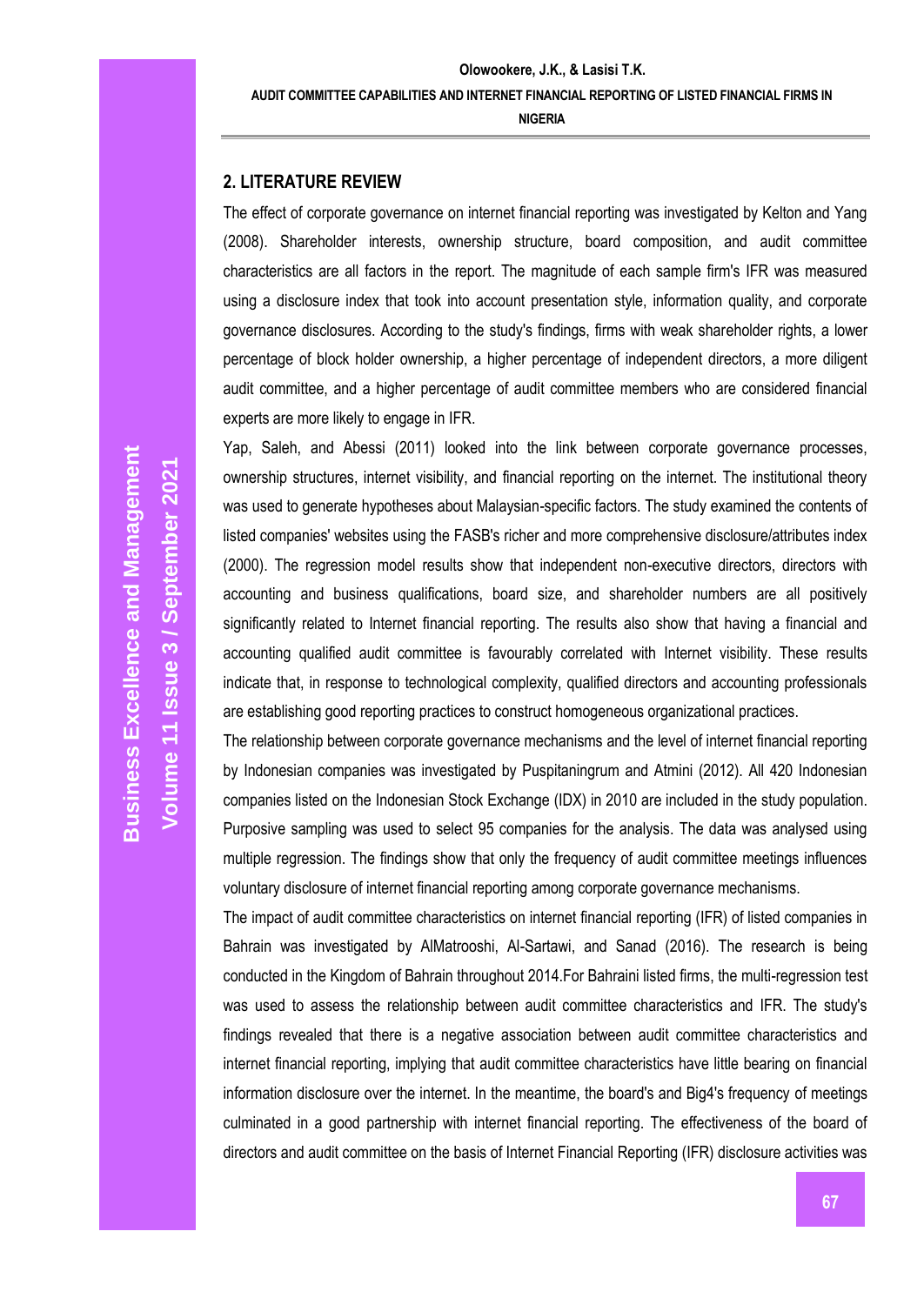## 2. LITERATURE REVIEW

The effect of corporate governance on internet financial reporting was investigated by Kelton and Yang (2008). Shareholder interests, ownership structure, board composition, and audit committee characteristics are all factors in the report. The magnitude of each sample firm's IFR was measured using a disclosure index that took into account presentation style, information quality, and corporate governance disclosures. According to the study's findings, firms with weak shareholder rights, a lower percentage of block holder ownership, a higher percentage of independent directors, a more diligent audit committee, and a higher percentage of audit committee members who are considered financial experts are more likely to engage in IFR.

Yap, Saleh, and Abessi (2011) looked into the link between corporate governance processes, ownership structures, internet visibility, and financial reporting on the internet. The institutional theory was used to generate hypotheses about Malaysian-specific factors. The study examined the contents of listed companies' websites using the FASB's richer and more comprehensive disclosure/attributes index (2000). The regression model results show that independent non-executive directors, directors with accounting and business qualifications, board size, and shareholder numbers are all positively significantly related to Internet financial reporting. The results also show that having a financial and accounting qualified audit committee is favourably correlated with Internet visibility. These results indicate that, in response to technological complexity, qualified directors and accounting professionals are establishing good reporting practices to construct homogeneous organizational practices.

The relationship between corporate governance mechanisms and the level of internet financial reporting by Indonesian companies was investigated by Puspitaningrum and Atmini (2012). All 420 Indonesian companies listed on the Indonesian Stock Exchange (IDX) in 2010 are included in the study population. Purposive sampling was used to select 95 companies for the analysis. The data was analysed using multiple regression. The findings show that only the frequency of audit committee meetings influences voluntary disclosure of internet financial reporting among corporate governance mechanisms.

The impact of audit committee characteristics on internet financial reporting (IFR) of listed companies in Bahrain was investigated by AlMatrooshi, Al-Sartawi, and Sanad (2016). The research is being conducted in the Kingdom of Bahrain throughout 2014.For Bahraini listed firms, the multi-regression test was used to assess the relationship between audit committee characteristics and IFR. The study's findings revealed that there is a negative association between audit committee characteristics and internet financial reporting, implying that audit committee characteristics have little bearing on financial information disclosure over the internet. In the meantime, the board's and Big4's frequency of meetings culminated in a good partnership with internet financial reporting. The effectiveness of the board of directors and audit committee on the basis of Internet Financial Reporting (IFR) disclosure activities was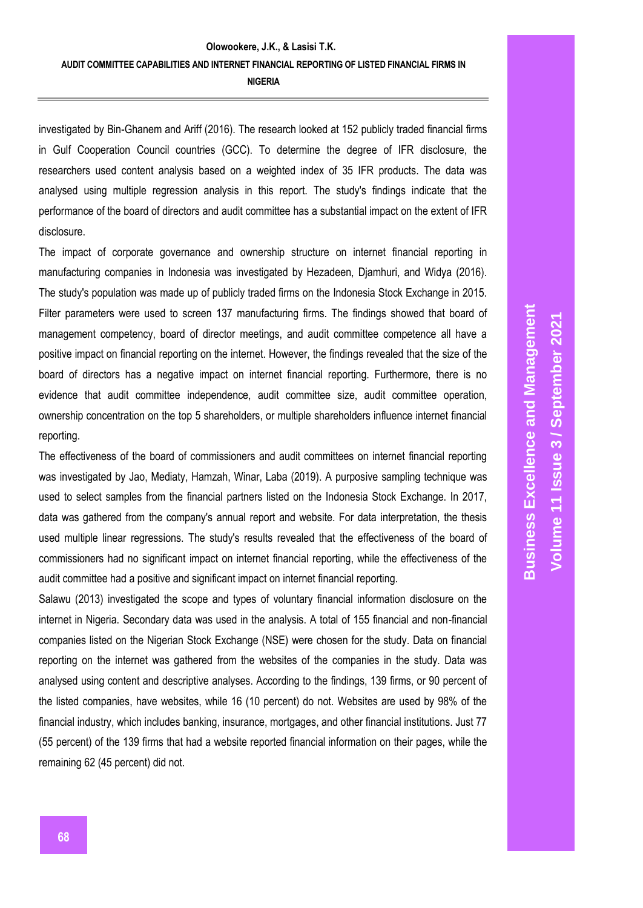investigated by Bin-Ghanem and Ariff (2016). The research looked at 152 publicly traded financial firms in Gulf Cooperation Council countries (GCC). To determine the degree of IFR disclosure, the researchers used content analysis based on a weighted index of 35 IFR products. The data was analysed using multiple regression analysis in this report. The study's findings indicate that the performance of the board of directors and audit committee has a substantial impact on the extent of IFR disclosure.

The impact of corporate governance and ownership structure on internet financial reporting in manufacturing companies in Indonesia was investigated by Hezadeen, Djamhuri, and Widya (2016). The study's population was made up of publicly traded firms on the Indonesia Stock Exchange in 2015. Filter parameters were used to screen 137 manufacturing firms. The findings showed that board of management competency, board of director meetings, and audit committee competence all have a positive impact on financial reporting on the internet. However, the findings revealed that the size of the board of directors has a negative impact on internet financial reporting. Furthermore, there is no evidence that audit committee independence, audit committee size, audit committee operation, ownership concentration on the top 5 shareholders, or multiple shareholders influence internet financial reporting.

The effectiveness of the board of commissioners and audit committees on internet financial reporting was investigated by Jao, Mediaty, Hamzah, Winar, Laba (2019). A purposive sampling technique was used to select samples from the financial partners listed on the Indonesia Stock Exchange. In 2017, data was gathered from the company's annual report and website. For data interpretation, the thesis used multiple linear regressions. The study's results revealed that the effectiveness of the board of commissioners had no significant impact on internet financial reporting, while the effectiveness of the audit committee had a positive and significant impact on internet financial reporting.

Salawu (2013) investigated the scope and types of voluntary financial information disclosure on the internet in Nigeria. Secondary data was used in the analysis. A total of 155 financial and non-financial companies listed on the Nigerian Stock Exchange (NSE) were chosen for the study. Data on financial reporting on the internet was gathered from the websites of the companies in the study. Data was analysed using content and descriptive analyses. According to the findings, 139 firms, or 90 percent of the listed companies, have websites, while 16 (10 percent) do not. Websites are used by 98% of the financial industry, which includes banking, insurance, mortgages, and other financial institutions. Just 77 (55 percent) of the 139 firms that had a website reported financial information on their pages, while the remaining 62 (45 percent) did not.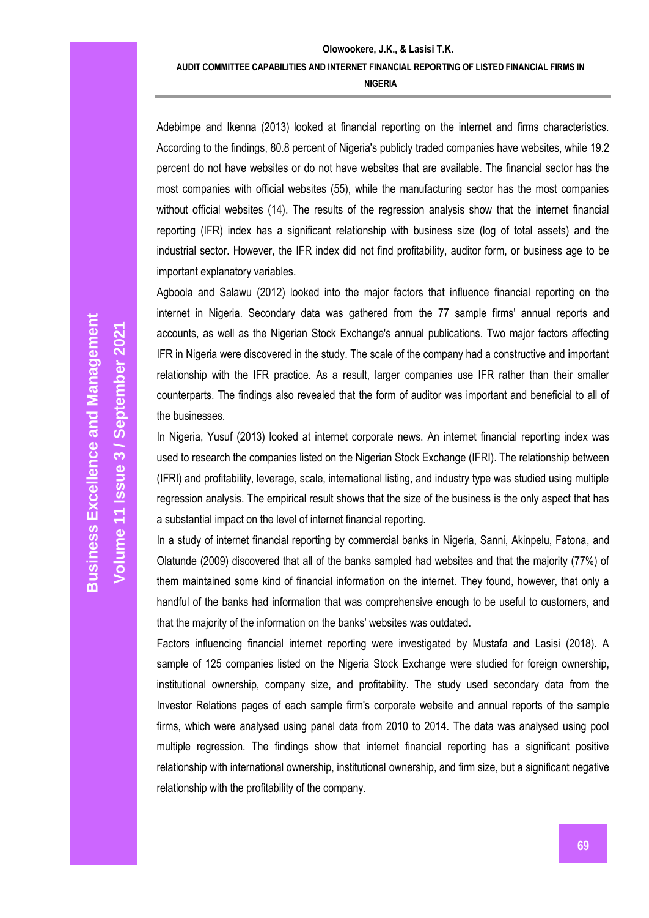Adebimpe and Ikenna (2013) looked at financial reporting on the internet and firms characteristics. According to the findings, 80.8 percent of Nigeria's publicly traded companies have websites, while 19.2 percent do not have websites or do not have websites that are available. The financial sector has the most companies with official websites (55), while the manufacturing sector has the most companies without official websites (14). The results of the regression analysis show that the internet financial reporting (IFR) index has a significant relationship with business size (log of total assets) and the industrial sector. However, the IFR index did not find profitability, auditor form, or business age to be important explanatory variables.

Agboola and Salawu (2012) looked into the major factors that influence financial reporting on the internet in Nigeria. Secondary data was gathered from the 77 sample firms' annual reports and accounts, as well as the Nigerian Stock Exchange's annual publications. Two major factors affecting IFR in Nigeria were discovered in the study. The scale of the company had a constructive and important relationship with the IFR practice. As a result, larger companies use IFR rather than their smaller counterparts. The findings also revealed that the form of auditor was important and beneficial to all of the businesses.

In Nigeria, Yusuf (2013) looked at internet corporate news. An internet financial reporting index was used to research the companies listed on the Nigerian Stock Exchange (IFRI). The relationship between (IFRI) and profitability, leverage, scale, international listing, and industry type was studied using multiple regression analysis. The empirical result shows that the size of the business is the only aspect that has a substantial impact on the level of internet financial reporting.

In a study of internet financial reporting by commercial banks in Nigeria, Sanni, Akinpelu, Fatona, and Olatunde (2009) discovered that all of the banks sampled had websites and that the majority (77%) of them maintained some kind of financial information on the internet. They found, however, that only a handful of the banks had information that was comprehensive enough to be useful to customers, and that the majority of the information on the banks' websites was outdated.

Factors influencing financial internet reporting were investigated by Mustafa and Lasisi (2018). A sample of 125 companies listed on the Nigeria Stock Exchange were studied for foreign ownership, institutional ownership, company size, and profitability. The study used secondary data from the Investor Relations pages of each sample firm's corporate website and annual reports of the sample firms, which were analysed using panel data from 2010 to 2014. The data was analysed using pool multiple regression. The findings show that internet financial reporting has a significant positive relationship with international ownership, institutional ownership, and firm size, but a significant negative relationship with the profitability of the company.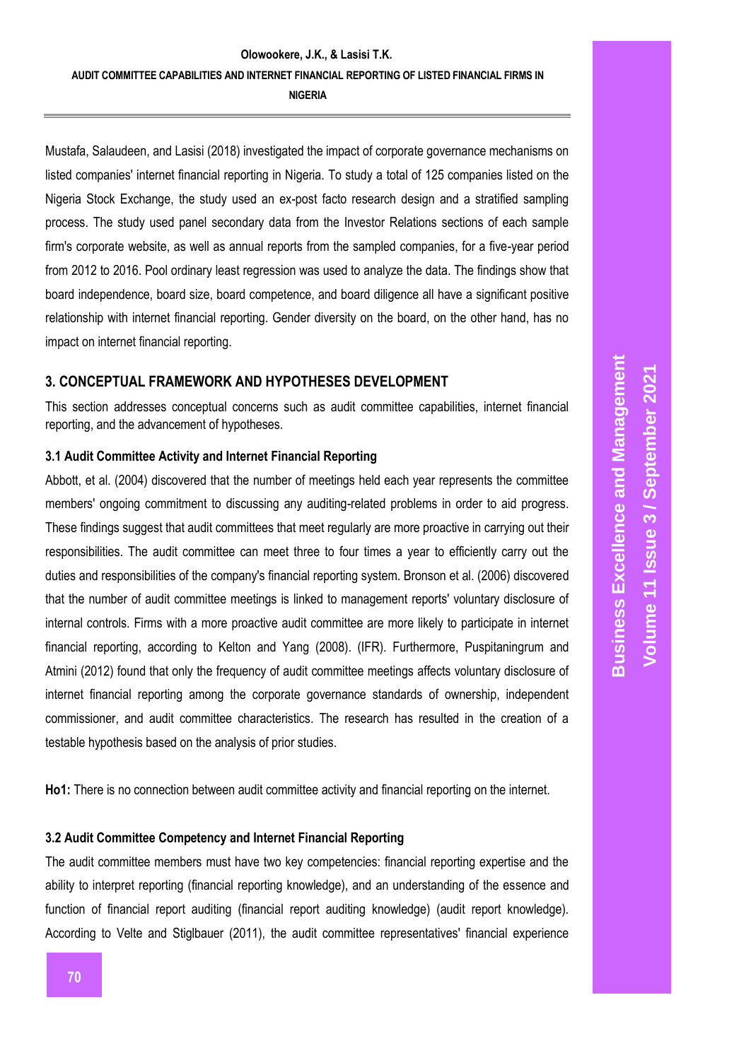Mustafa, Salaudeen, and Lasisi (2018) investigated the impact of corporate governance mechanisms on listed companies' internet financial reporting in Nigeria. To study a total of 125 companies listed on the Nigeria Stock Exchange, the study used an ex-post facto research design and a stratified sampling process. The study used panel secondary data from the Investor Relations sections of each sample firm's corporate website, as well as annual reports from the sampled companies, for a five-year period from 2012 to 2016. Pool ordinary least regression was used to analyze the data. The findings show that board independence, board size, board competence, and board diligence all have a significant positive relationship with internet financial reporting. Gender diversity on the board, on the other hand, has no impact on internet financial reporting.

## 3. CONCEPTUAL FRAMEWORK AND HYPOTHESES DEVELOPMENT

This section addresses conceptual concerns such as audit committee capabilities, internet financial reporting, and the advancement of hypotheses.

### 3.1 Audit Committee Activity and Internet Financial Reporting

Abbott, et al. (2004) discovered that the number of meetings held each year represents the committee members' ongoing commitment to discussing any auditing-related problems in order to aid progress. These findings suggest that audit committees that meet regularly are more proactive in carrying out their responsibilities. The audit committee can meet three to four times a year to efficiently carry out the duties and responsibilities of the company's financial reporting system. Bronson et al. (2006) discovered that the number of audit committee meetings is linked to management reports' voluntary disclosure of internal controls. Firms with a more proactive audit committee are more likely to participate in internet financial reporting, according to Kelton and Yang (2008). (IFR). Furthermore, Puspitaningrum and Atmini (2012) found that only the frequency of audit committee meetings affects voluntary disclosure of internet financial reporting among the corporate governance standards of ownership, independent commissioner, and audit committee characteristics. The research has resulted in the creation of a testable hypothesis based on the analysis of prior studies.

**Ho1:** There is no connection between audit committee activity and financial reporting on the internet.

### 3.2 Audit Committee Competency and Internet Financial Reporting

The audit committee members must have two key competencies: financial reporting expertise and the ability to interpret reporting (financial reporting knowledge), and an understanding of the essence and function of financial report auditing (financial report auditing knowledge) (audit report knowledge). According to Velte and Stiglbauer (2011), the audit committee representatives' financial experience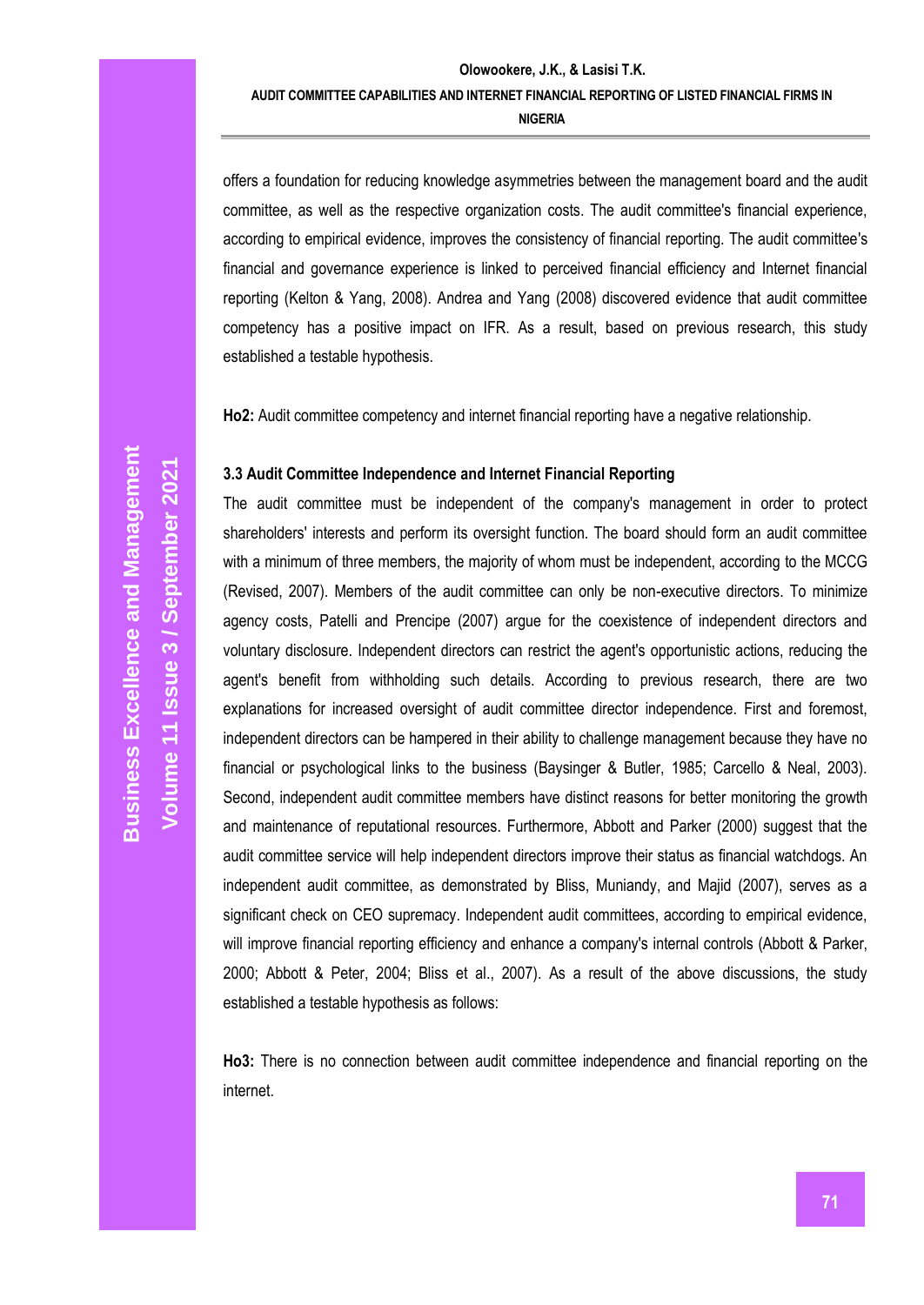offers a foundation for reducing knowledge asymmetries between the management board and the audit committee, as well as the respective organization costs. The audit committee's financial experience, according to empirical evidence, improves the consistency of financial reporting. The audit committee's financial and governance experience is linked to perceived financial efficiency and Internet financial reporting (Kelton & Yang, 2008). Andrea and Yang (2008) discovered evidence that audit committee competency has a positive impact on IFR. As a result, based on previous research, this study established a testable hypothesis.

**Ho2:** Audit committee competency and internet financial reporting have a negative relationship.

### 3.3 Audit Committee Independence and Internet Financial Reporting

The audit committee must be independent of the company's management in order to protect shareholders' interests and perform its oversight function. The board should form an audit committee with a minimum of three members, the majority of whom must be independent, according to the MCCG (Revised, 2007). Members of the audit committee can only be non-executive directors. To minimize agency costs, Patelli and Prencipe (2007) argue for the coexistence of independent directors and voluntary disclosure. Independent directors can restrict the agent's opportunistic actions, reducing the agent's benefit from withholding such details. According to previous research, there are two explanations for increased oversight of audit committee director independence. First and foremost, independent directors can be hampered in their ability to challenge management because they have no financial or psychological links to the business (Baysinger & Butler, 1985; Carcello & Neal, 2003). Second, independent audit committee members have distinct reasons for better monitoring the growth and maintenance of reputational resources. Furthermore, Abbott and Parker (2000) suggest that the audit committee service will help independent directors improve their status as financial watchdogs. An independent audit committee, as demonstrated by Bliss, Muniandy, and Majid (2007), serves as a significant check on CEO supremacy. Independent audit committees, according to empirical evidence, will improve financial reporting efficiency and enhance a company's internal controls (Abbott & Parker, 2000; Abbott & Peter, 2004; Bliss et al., 2007). As a result of the above discussions, the study established a testable hypothesis as follows:

**Ho3:** There is no connection between audit committee independence and financial reporting on the internet.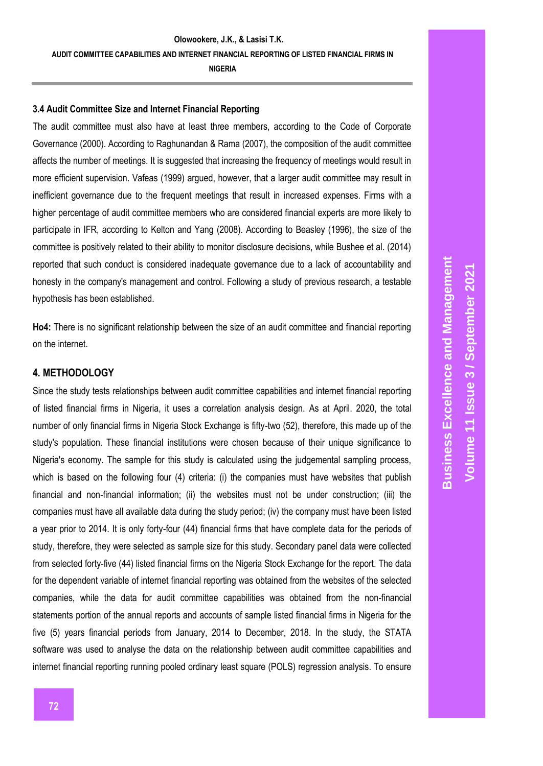### 3.4 Audit Committee Size and Internet Financial Reporting

The audit committee must also have at least three members, according to the Code of Corporate Governance (2000). According to Raghunandan & Rama (2007), the composition of the audit committee affects the number of meetings. It is suggested that increasing the frequency of meetings would result in more efficient supervision. Vafeas (1999) argued, however, that a larger audit committee may result in inefficient governance due to the frequent meetings that result in increased expenses. Firms with a higher percentage of audit committee members who are considered financial experts are more likely to participate in IFR, according to Kelton and Yang (2008). According to Beasley (1996), the size of the committee is positively related to their ability to monitor disclosure decisions, while Bushee et al. (2014) reported that such conduct is considered inadequate governance due to a lack of accountability and honesty in the company's management and control. Following a study of previous research, a testable hypothesis has been established.

**Ho4:** There is no significant relationship between the size of an audit committee and financial reporting on the internet.

## 4. METHODOLOGY

Since the study tests relationships between audit committee capabilities and internet financial reporting of listed financial firms in Nigeria, it uses a correlation analysis design. As at April. 2020, the total number of only financial firms in Nigeria Stock Exchange is fifty-two (52), therefore, this made up of the study's population. These financial institutions were chosen because of their unique significance to Nigeria's economy. The sample for this study is calculated using the judgemental sampling process, which is based on the following four (4) criteria: (i) the companies must have websites that publish financial and non-financial information; (ii) the websites must not be under construction; (iii) the companies must have all available data during the study period; (iv) the company must have been listed a year prior to 2014. It is only forty-four (44) financial firms that have complete data for the periods of study, therefore, they were selected as sample size for this study. Secondary panel data were collected from selected forty-five (44) listed financial firms on the Nigeria Stock Exchange for the report. The data for the dependent variable of internet financial reporting was obtained from the websites of the selected companies, while the data for audit committee capabilities was obtained from the non-financial statements portion of the annual reports and accounts of sample listed financial firms in Nigeria for the five (5) years financial periods from January, 2014 to December, 2018. In the study, the STATA software was used to analyse the data on the relationship between audit committee capabilities and internet financial reporting running pooled ordinary least square (POLS) regression analysis. To ensure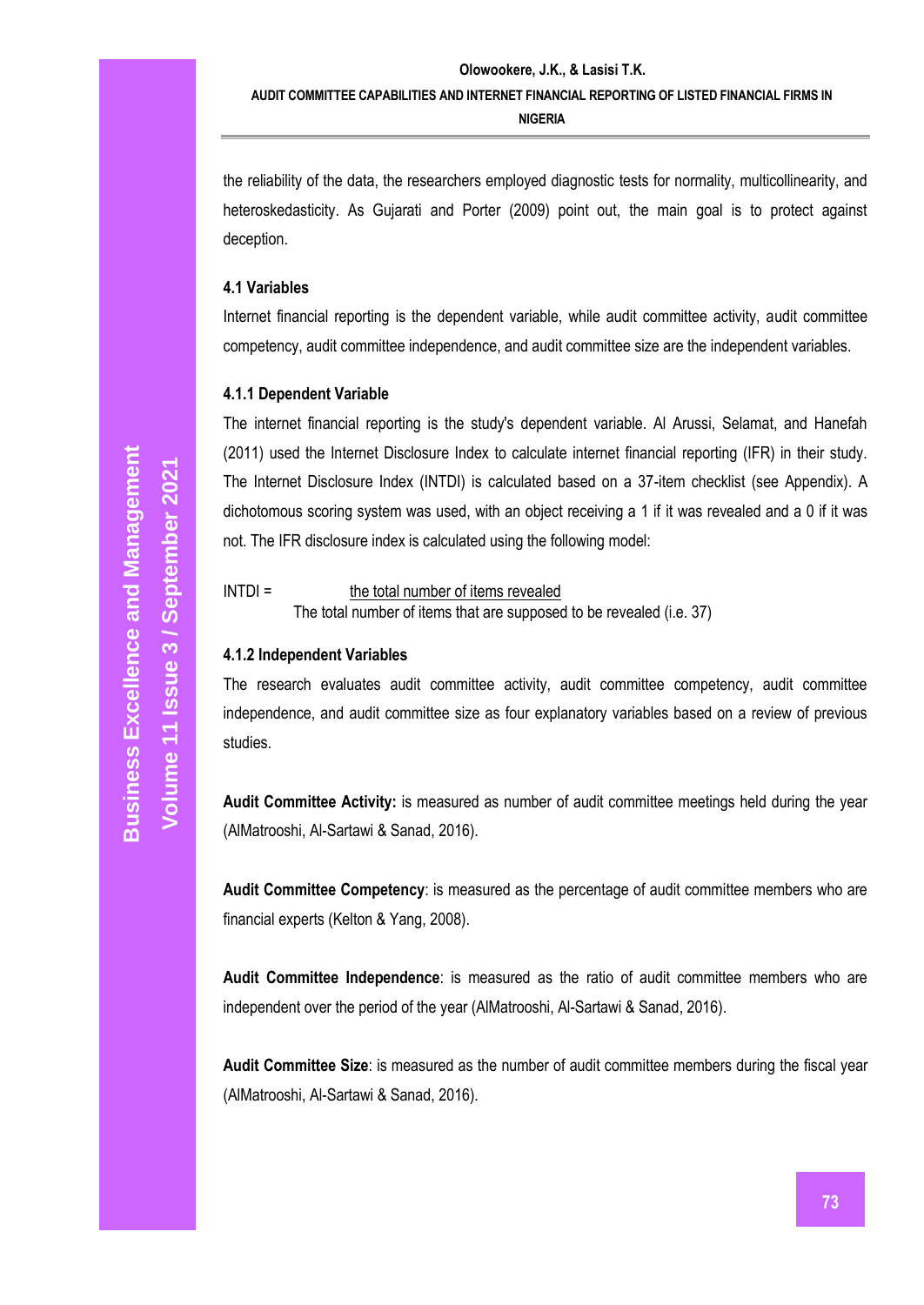the reliability of the data, the researchers employed diagnostic tests for normality, multicollinearity, and heteroskedasticity. As Gujarati and Porter (2009) point out, the main goal is to protect against deception.

### 4.1 Variables

Internet financial reporting is the dependent variable, while audit committee activity, audit committee competency, audit committee independence, and audit committee size are the independent variables.

#### 4.1.1 Dependent Variable

The internet financial reporting is the study's dependent variable. Al Arussi, Selamat, and Hanefah (2011) used the Internet Disclosure Index to calculate internet financial reporting (IFR) in their study. The Internet Disclosure Index (INTDI) is calculated based on a 37-item checklist (see Appendix). A dichotomous scoring system was used, with an object receiving a 1 if it was revealed and a 0 if it was not. The IFR disclosure index is calculated using the following model:

$$INTDI = \frac{\text{the total number of items revealed}}{\text{The total number of items that are supposed to be revealed (i.e. 37)}}$$

#### 4.1.2 Independent Variables

The research evaluates audit committee activity, audit committee competency, audit committee independence, and audit committee size as four explanatory variables based on a review of previous studies.

**Audit Committee Activity:** is measured as number of audit committee meetings held during the year (AlMatrooshi, Al-Sartawi & Sanad, 2016).

**Audit Committee Competency**: is measured as the percentage of audit committee members who are financial experts (Kelton & Yang, 2008).

**Audit Committee Independence**: is measured as the ratio of audit committee members who are independent over the period of the year (AlMatrooshi, Al-Sartawi & Sanad, 2016).

**Audit Committee Size**: is measured as the number of audit committee members during the fiscal year (AlMatrooshi, Al-Sartawi & Sanad, 2016).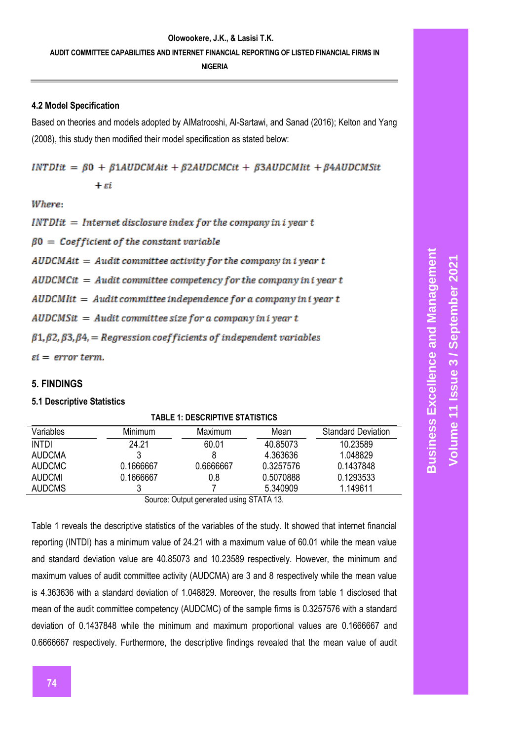### 4.2 Model Specification

Based on theories and models adopted by AlMatrooshi, Al-Sartawi, and Sanad (2016); Kelton and Yang (2008), this study then modified their model specification as stated below:

$$INTDIit = \beta 0 + \beta 1AUDCMAit + \beta 2AUDCMCit + \beta 3AUDCMIit + \beta 4AUDCMSit + \varepsilon i$$

*Where:*

$INTDIit =$ *Internet disclosure index for the company in i year t*

$\beta 0 =$ *Coefficient of the constant variable*

$AUDCMAit =$ *Audit committee activity for the company in i year t*

$AUDCMCit =$ *Audit committee competency for the company in i year t*

$AUDCMIit =$ *Audit committee independence for a company in i year t*

$AUDCMSit =$ *Audit committee size for a company in i year t*

$\beta 1, \beta 2, \beta 3, \beta 4, =$ *Regression coefficients of independent variables*

$\varepsilon i =$ *error term.*

## 5. FINDINGS

### 5.1 Descriptive Statistics

**TABLE 1: DESCRIPTIVE STATISTICS**

| Variables | Minimum | Maximum | Mean | Standard Deviation |
|---|---|---|---|---|
| INTDI | 24.21 | 60.01 | 40.85073 | 10.23589 |
| AUDCMA | 3 | 8 | 4.363636 | 1.048829 |
| AUDCMC | 0.1666667 | 0.6666667 | 0.3257576 | 0.1437848 |
| AUDCMI | 0.1666667 | 0.8 | 0.5070888 | 0.1293533 |
| AUDCMS | 3 | 7 | 5.340909 | 1.149611 |

Source: Output generated using STATA 13.

Table 1 reveals the descriptive statistics of the variables of the study. It showed that internet financial reporting (INTDI) has a minimum value of 24.21 with a maximum value of 60.01 while the mean value and standard deviation value are 40.85073 and 10.23589 respectively. However, the minimum and maximum values of audit committee activity (AUDCMA) are 3 and 8 respectively while the mean value is 4.363636 with a standard deviation of 1.048829. Moreover, the results from table 1 disclosed that mean of the audit committee competency (AUDCMC) of the sample firms is 0.3257576 with a standard deviation of 0.1437848 while the minimum and maximum proportional values are 0.1666667 and 0.6666667 respectively. Furthermore, the descriptive findings revealed that the mean value of audit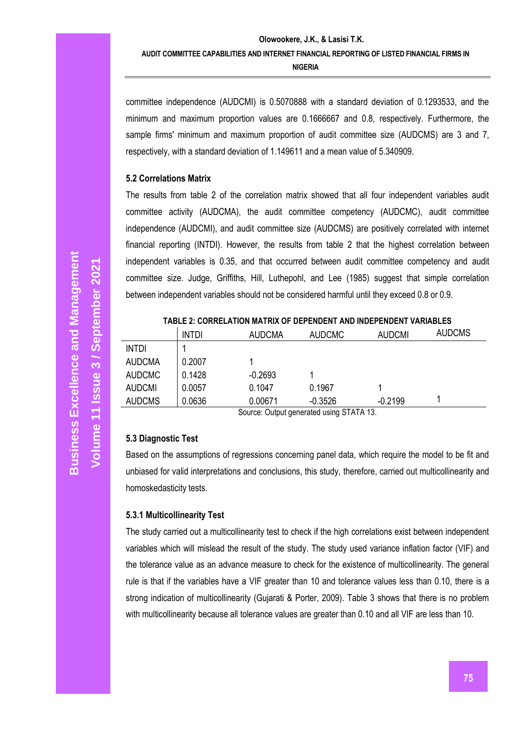committee independence (AUDCMI) is 0.5070888 with a standard deviation of 0.1293533, and the minimum and maximum proportion values are 0.1666667 and 0.8, respectively. Furthermore, the sample firms' minimum and maximum proportion of audit committee size (AUDCMS) are 3 and 7, respectively, with a standard deviation of 1.149611 and a mean value of 5.340909.

### 5.2 Correlations Matrix

The results from table 2 of the correlation matrix showed that all four independent variables audit committee activity (AUDCMA), the audit committee competency (AUDCMC), audit committee independence (AUDCMI), and audit committee size (AUDCMS) are positively correlated with internet financial reporting (INTDI). However, the results from table 2 that the highest correlation between independent variables is 0.35, and that occurred between audit committee competency and audit committee size. Judge, Griffiths, Hill, Luthepohl, and Lee (1985) suggest that simple correlation between independent variables should not be considered harmful until they exceed 0.8 or 0.9.

**TABLE 2: CORRELATION MATRIX OF DEPENDENT AND INDEPENDENT VARIABLES**

| | INTDI | AUDCMA | AUDCMC | AUDCMI | AUDCMS |
|---|---|---|---|---|---|
| INTDI | 1 | | | | |
| AUDCMA | 0.2007 | 1 | | | |
| AUDCMC | 0.1428 | -0.2693 | 1 | | |
| AUDCMI | 0.0057 | 0.1047 | 0.1967 | 1 | |
| AUDCMS | 0.0636 | 0.00671 | -0.3526 | -0.2199 | 1 |

Source: Output generated using STATA 13.

### 5.3 Diagnostic Test

Based on the assumptions of regressions concerning panel data, which require the model to be fit and unbiased for valid interpretations and conclusions, this study, therefore, carried out multicollinearity and homoskedasticity tests.

#### 5.3.1 Multicollinearity Test

The study carried out a multicollinearity test to check if the high correlations exist between independent variables which will mislead the result of the study. The study used variance inflation factor (VIF) and the tolerance value as an advance measure to check for the existence of multicollinearity. The general rule is that if the variables have a VIF greater than 10 and tolerance values less than 0.10, there is a strong indication of multicollinearity (Gujarati & Porter, 2009). Table 3 shows that there is no problem with multicollinearity because all tolerance values are greater than 0.10 and all VIF are less than 10.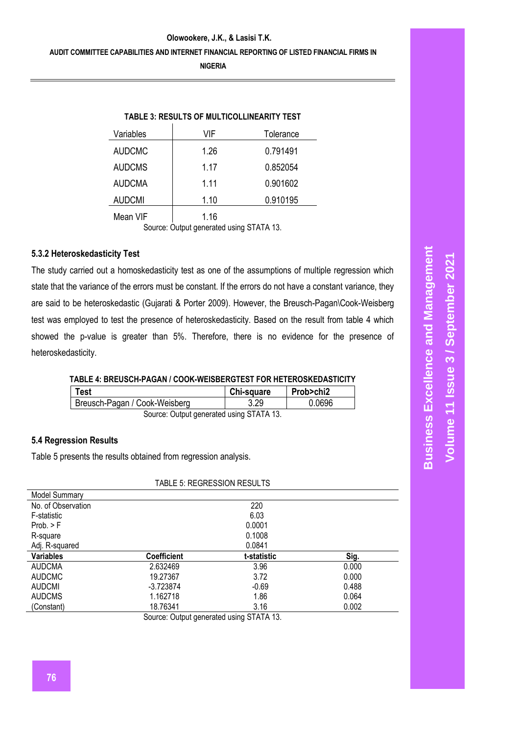**TABLE 3: RESULTS OF MULTICOLLINEARITY TEST**

| Variables | VIF | Tolerance |
|---|---|---|
| AUDCMC | 1.26 | 0.791491 |
| AUDCMS | 1.17 | 0.852054 |
| AUDCMA | 1.11 | 0.901602 |
| AUDCMI | 1.10 | 0.910195 |
| Mean VIF | 1.16 | |

Source: Output generated using STATA 13.

### 5.3.2 Heteroskedasticity Test

The study carried out a homoskedasticity test as one of the assumptions of multiple regression which state that the variance of the errors must be constant. If the errors do not have a constant variance, they are said to be heteroskedastic (Gujarati & Porter 2009). However, the Breusch-Pagan\Cook-Weisberg test was employed to test the presence of heteroskedasticity. Based on the result from table 4 which showed the p-value is greater than 5%. Therefore, there is no evidence for the presence of heteroskedasticity.

**TABLE 4: BREUSCH-PAGAN / COOK-WEISBERGTEST FOR HETEROSKEDASTICITY**

| Test | Chi-square | Prob>chi2 |
|---|---|---|
| Breusch-Pagan / Cook-Weisberg | 3.29 | 0.0696 |

Source: Output generated using STATA 13.

### 5.4 Regression Results

Table 5 presents the results obtained from regression analysis.

TABLE 5: REGRESSION RESULTS

| Model Summary | | | |
|---|---|---|---|
| No. of Observation | | 220 | |
| F-statistic | | 6.03 | |
| Prob. > F | | 0.0001 | |
| R-square | | 0.1008 | |
| Adj. R-squared | | 0.0841 | |
| **Variables** | **Coefficient** | **t-statistic** | **Sig.** |
| AUDCMA | 2.632469 | 3.96 | 0.000 |
| AUDCMC | 19.27367 | 3.72 | 0.000 |
| AUDCMI | -3.723874 | -0.69 | 0.488 |
| AUDCMS | 1.162718 | 1.86 | 0.064 |
| (Constant) | 18.76341 | 3.16 | 0.002 |

Source: Output generated using STATA 13.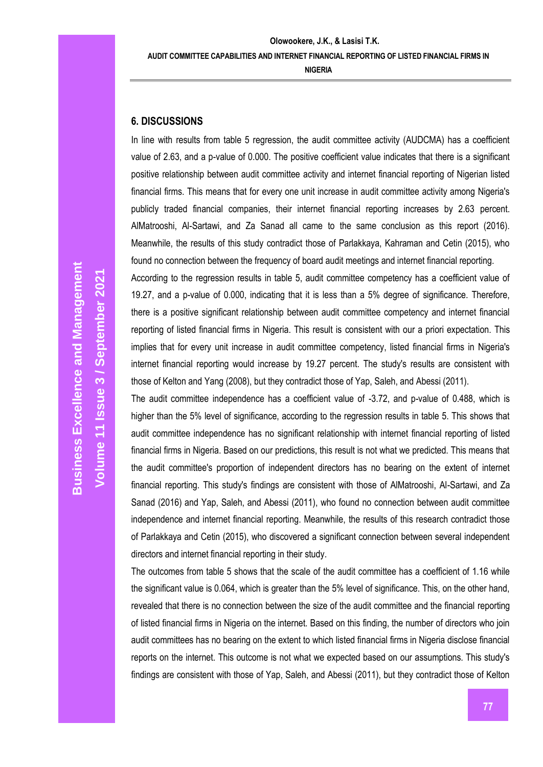## 6. DISCUSSIONS

In line with results from table 5 regression, the audit committee activity (AUDCMA) has a coefficient value of 2.63, and a p-value of 0.000. The positive coefficient value indicates that there is a significant positive relationship between audit committee activity and internet financial reporting of Nigerian listed financial firms. This means that for every one unit increase in audit committee activity among Nigeria's publicly traded financial companies, their internet financial reporting increases by 2.63 percent. AlMatrooshi, Al-Sartawi, and Za Sanad all came to the same conclusion as this report (2016). Meanwhile, the results of this study contradict those of Parlakkaya, Kahraman and Cetin (2015), who found no connection between the frequency of board audit meetings and internet financial reporting.

According to the regression results in table 5, audit committee competency has a coefficient value of 19.27, and a p-value of 0.000, indicating that it is less than a 5% degree of significance. Therefore, there is a positive significant relationship between audit committee competency and internet financial reporting of listed financial firms in Nigeria. This result is consistent with our a priori expectation. This implies that for every unit increase in audit committee competency, listed financial firms in Nigeria's internet financial reporting would increase by 19.27 percent. The study's results are consistent with those of Kelton and Yang (2008), but they contradict those of Yap, Saleh, and Abessi (2011).

The audit committee independence has a coefficient value of -3.72, and p-value of 0.488, which is higher than the 5% level of significance, according to the regression results in table 5. This shows that audit committee independence has no significant relationship with internet financial reporting of listed financial firms in Nigeria. Based on our predictions, this result is not what we predicted. This means that the audit committee's proportion of independent directors has no bearing on the extent of internet financial reporting. This study's findings are consistent with those of AlMatrooshi, Al-Sartawi, and Za Sanad (2016) and Yap, Saleh, and Abessi (2011), who found no connection between audit committee independence and internet financial reporting. Meanwhile, the results of this research contradict those of Parlakkaya and Cetin (2015), who discovered a significant connection between several independent directors and internet financial reporting in their study.

The outcomes from table 5 shows that the scale of the audit committee has a coefficient of 1.16 while the significant value is 0.064, which is greater than the 5% level of significance. This, on the other hand, revealed that there is no connection between the size of the audit committee and the financial reporting of listed financial firms in Nigeria on the internet. Based on this finding, the number of directors who join audit committees has no bearing on the extent to which listed financial firms in Nigeria disclose financial reports on the internet. This outcome is not what we expected based on our assumptions. This study's findings are consistent with those of Yap, Saleh, and Abessi (2011), but they contradict those of Kelton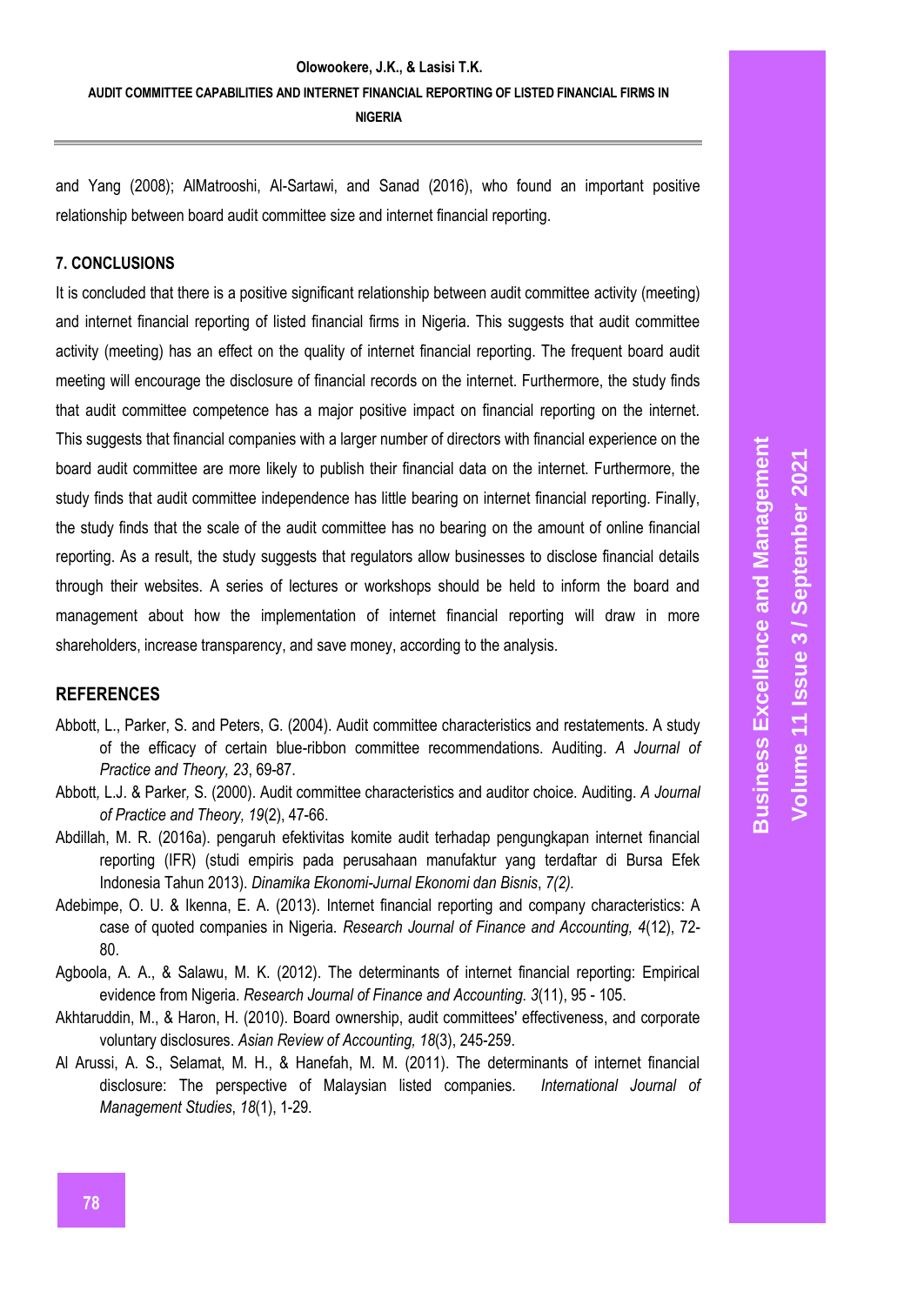and Yang (2008); AlMatrooshi, Al-Sartawi, and Sanad (2016), who found an important positive relationship between board audit committee size and internet financial reporting.

## 7. CONCLUSIONS

It is concluded that there is a positive significant relationship between audit committee activity (meeting) and internet financial reporting of listed financial firms in Nigeria. This suggests that audit committee activity (meeting) has an effect on the quality of internet financial reporting. The frequent board audit meeting will encourage the disclosure of financial records on the internet. Furthermore, the study finds that audit committee competence has a major positive impact on financial reporting on the internet. This suggests that financial companies with a larger number of directors with financial experience on the board audit committee are more likely to publish their financial data on the internet. Furthermore, the study finds that audit committee independence has little bearing on internet financial reporting. Finally, the study finds that the scale of the audit committee has no bearing on the amount of online financial reporting. As a result, the study suggests that regulators allow businesses to disclose financial details through their websites. A series of lectures or workshops should be held to inform the board and management about how the implementation of internet financial reporting will draw in more shareholders, increase transparency, and save money, according to the analysis.

## REFERENCES

Abbott, L., Parker, S. and Peters, G. (2004). Audit committee characteristics and restatements. A study of the efficacy of certain blue-ribbon committee recommendations. Auditing. *A Journal of Practice and Theory, 23*, 69-87.

Abbott, L.J. & Parker, S. (2000). Audit committee characteristics and auditor choice. Auditing. *A Journal of Practice and Theory, 19*(2), 47-66.

Abdillah, M. R. (2016a). pengaruh efektivitas komite audit terhadap pengungkapan internet financial reporting (IFR) (studi empiris pada perusahaan manufaktur yang terdaftar di Bursa Efek Indonesia Tahun 2013). *Dinamika Ekonomi-Jurnal Ekonomi dan Bisnis*, *7(2).*

Adebimpe, O. U. & Ikenna, E. A. (2013). Internet financial reporting and company characteristics: A case of quoted companies in Nigeria. *Research Journal of Finance and Accounting, 4*(12), 72-80.

Agboola, A. A., & Salawu, M. K. (2012). The determinants of internet financial reporting: Empirical evidence from Nigeria. *Research Journal of Finance and Accounting. 3*(11), 95 - 105.

Akhtaruddin, M., & Haron, H. (2010). Board ownership, audit committees' effectiveness, and corporate voluntary disclosures. *Asian Review of Accounting, 18*(3), 245-259.

Al Arussi, A. S., Selamat, M. H., & Hanefah, M. M. (2011). The determinants of internet financial disclosure: The perspective of Malaysian listed companies. *International Journal of Management Studies*, *18*(1), 1-29.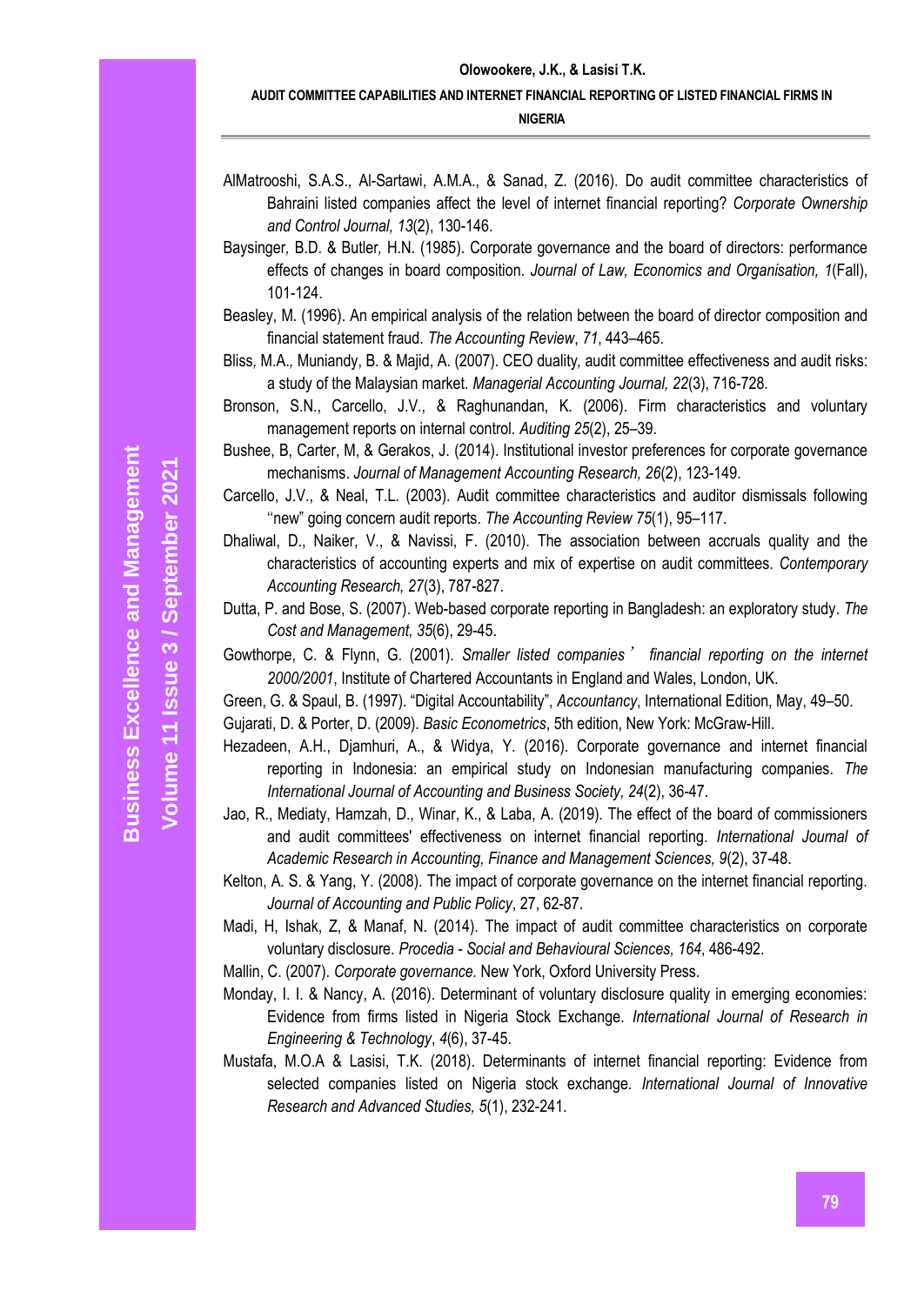AlMatrooshi, S.A.S., Al-Sartawi, A.M.A., & Sanad, Z. (2016). Do audit committee characteristics of Bahraini listed companies affect the level of internet financial reporting? *Corporate Ownership and Control Journal, 13*(2), 130-146.

Baysinger, B.D. & Butler, H.N. (1985). Corporate governance and the board of directors: performance effects of changes in board composition. *Journal of Law, Economics and Organisation, 1*(Fall), 101-124.

Beasley, M. (1996). An empirical analysis of the relation between the board of director composition and financial statement fraud. *The Accounting Review*, *71*, 443–465.

Bliss, M.A., Muniandy, B. & Majid, A. (2007). CEO duality, audit committee effectiveness and audit risks: a study of the Malaysian market. *Managerial Accounting Journal, 22*(3), 716-728.

Bronson, S.N., Carcello, J.V., & Raghunandan, K. (2006). Firm characteristics and voluntary management reports on internal control. *Auditing 25*(2), 25–39.

Bushee, B, Carter, M, & Gerakos, J. (2014). Institutional investor preferences for corporate governance mechanisms. *Journal of Management Accounting Research, 26*(2), 123-149.

Carcello, J.V., & Neal, T.L. (2003). Audit committee characteristics and auditor dismissals following ''new" going concern audit reports. *The Accounting Review 75*(1), 95–117.

Dhaliwal, D., Naiker, V., & Navissi, F. (2010). The association between accruals quality and the characteristics of accounting experts and mix of expertise on audit committees. *Contemporary Accounting Research, 27*(3), 787-827.

Dutta, P. and Bose, S. (2007). Web-based corporate reporting in Bangladesh: an exploratory study. *The Cost and Management, 35*(6), 29-45.

Gowthorpe, C. & Flynn, G. (2001). *Smaller listed companies' financial reporting on the internet 2000/2001*, Institute of Chartered Accountants in England and Wales, London, UK.

Green, G. & Spaul, B. (1997). "Digital Accountability", *Accountancy*, International Edition, May, 49–50.

Gujarati, D. & Porter, D. (2009). *Basic Econometrics*, 5th edition, New York: McGraw-Hill.

Hezadeen, A.H., Djamhuri, A., & Widya, Y. (2016). Corporate governance and internet financial reporting in Indonesia: an empirical study on Indonesian manufacturing companies. *The International Journal of Accounting and Business Society, 24*(2), 36-47.

Jao, R., Mediaty, Hamzah, D., Winar, K., & Laba, A. (2019). The effect of the board of commissioners and audit committees' effectiveness on internet financial reporting. *International Journal of Academic Research in Accounting, Finance and Management Sciences, 9*(2), 37-48.

Kelton, A. S. & Yang, Y. (2008). The impact of corporate governance on the internet financial reporting. *Journal of Accounting and Public Policy*, 27, 62-87.

Madi, H, Ishak, Z, & Manaf, N. (2014). The impact of audit committee characteristics on corporate voluntary disclosure. *Procedia - Social and Behavioural Sciences, 164*, 486-492.

Mallin, C. (2007). *Corporate governance.* New York, Oxford University Press.

Monday, I. I. & Nancy, A. (2016). Determinant of voluntary disclosure quality in emerging economies: Evidence from firms listed in Nigeria Stock Exchange. *International Journal of Research in Engineering & Technology*, *4*(6), 37-45.

Mustafa, M.O.A & Lasisi, T.K. (2018). Determinants of internet financial reporting: Evidence from selected companies listed on Nigeria stock exchange. *International Journal of Innovative Research and Advanced Studies, 5*(1), 232-241.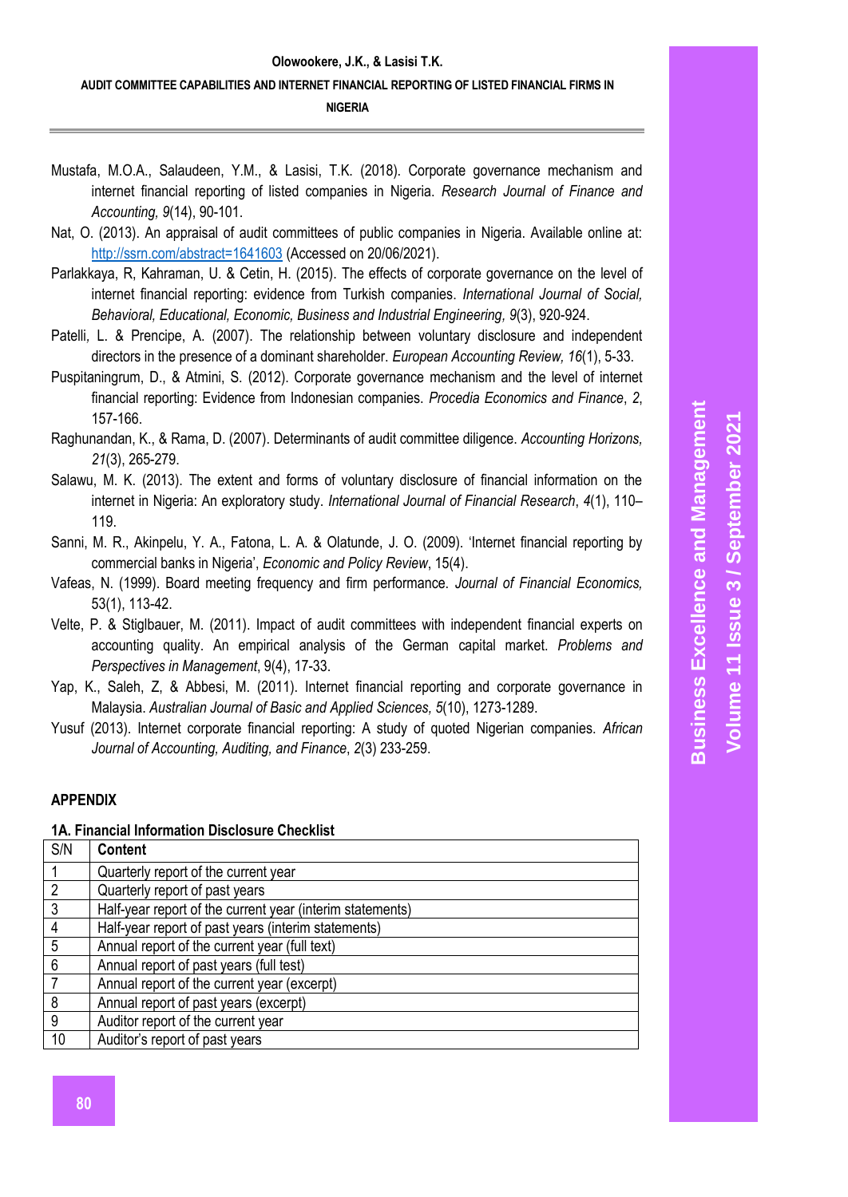Mustafa, M.O.A., Salaudeen, Y.M., & Lasisi, T.K. (2018). Corporate governance mechanism and internet financial reporting of listed companies in Nigeria. *Research Journal of Finance and Accounting, 9*(14), 90-101.

Nat, O. (2013). An appraisal of audit committees of public companies in Nigeria. Available online at: http://ssrn.com/abstract=1641603 (Accessed on 20/06/2021).

Parlakkaya, R, Kahraman, U. & Cetin, H. (2015). The effects of corporate governance on the level of internet financial reporting: evidence from Turkish companies. *International Journal of Social, Behavioral, Educational, Economic, Business and Industrial Engineering, 9*(3), 920-924.

Patelli, L. & Prencipe, A. (2007). The relationship between voluntary disclosure and independent directors in the presence of a dominant shareholder. *European Accounting Review, 16*(1), 5-33.

Puspitaningrum, D., & Atmini, S. (2012). Corporate governance mechanism and the level of internet financial reporting: Evidence from Indonesian companies. *Procedia Economics and Finance*, *2*, 157-166.

Raghunandan, K., & Rama, D. (2007). Determinants of audit committee diligence. *Accounting Horizons, 21*(3), 265-279.

Salawu, M. K. (2013). The extent and forms of voluntary disclosure of financial information on the internet in Nigeria: An exploratory study. *International Journal of Financial Research*, *4*(1), 110–119.

Sanni, M. R., Akinpelu, Y. A., Fatona, L. A. & Olatunde, J. O. (2009). 'Internet financial reporting by commercial banks in Nigeria', *Economic and Policy Review*, 15(4).

Vafeas, N. (1999). Board meeting frequency and firm performance. *Journal of Financial Economics,* 53(1), 113-42.

Velte, P. & Stiglbauer, M. (2011). Impact of audit committees with independent financial experts on accounting quality. An empirical analysis of the German capital market. *Problems and Perspectives in Management*, 9(4), 17-33.

Yap, K., Saleh, Z, & Abbesi, M. (2011). Internet financial reporting and corporate governance in Malaysia. *Australian Journal of Basic and Applied Sciences, 5*(10), 1273-1289.

Yusuf (2013). Internet corporate financial reporting: A study of quoted Nigerian companies. *African Journal of Accounting, Auditing, and Finance*, *2*(3) 233-259.

## APPENDIX

**1A. Financial Information Disclosure Checklist**

| S/N | Content |
|---|---|
| 1 | Quarterly report of the current year |
| 2 | Quarterly report of past years |
| 3 | Half-year report of the current year (interim statements) |
| 4 | Half-year report of past years (interim statements) |
| 5 | Annual report of the current year (full text) |
| 6 | Annual report of past years (full test) |
| 7 | Annual report of the current year (excerpt) |
| 8 | Annual report of past years (excerpt) |
| 9 | Auditor report of the current year |
| 10 | Auditor's report of past years |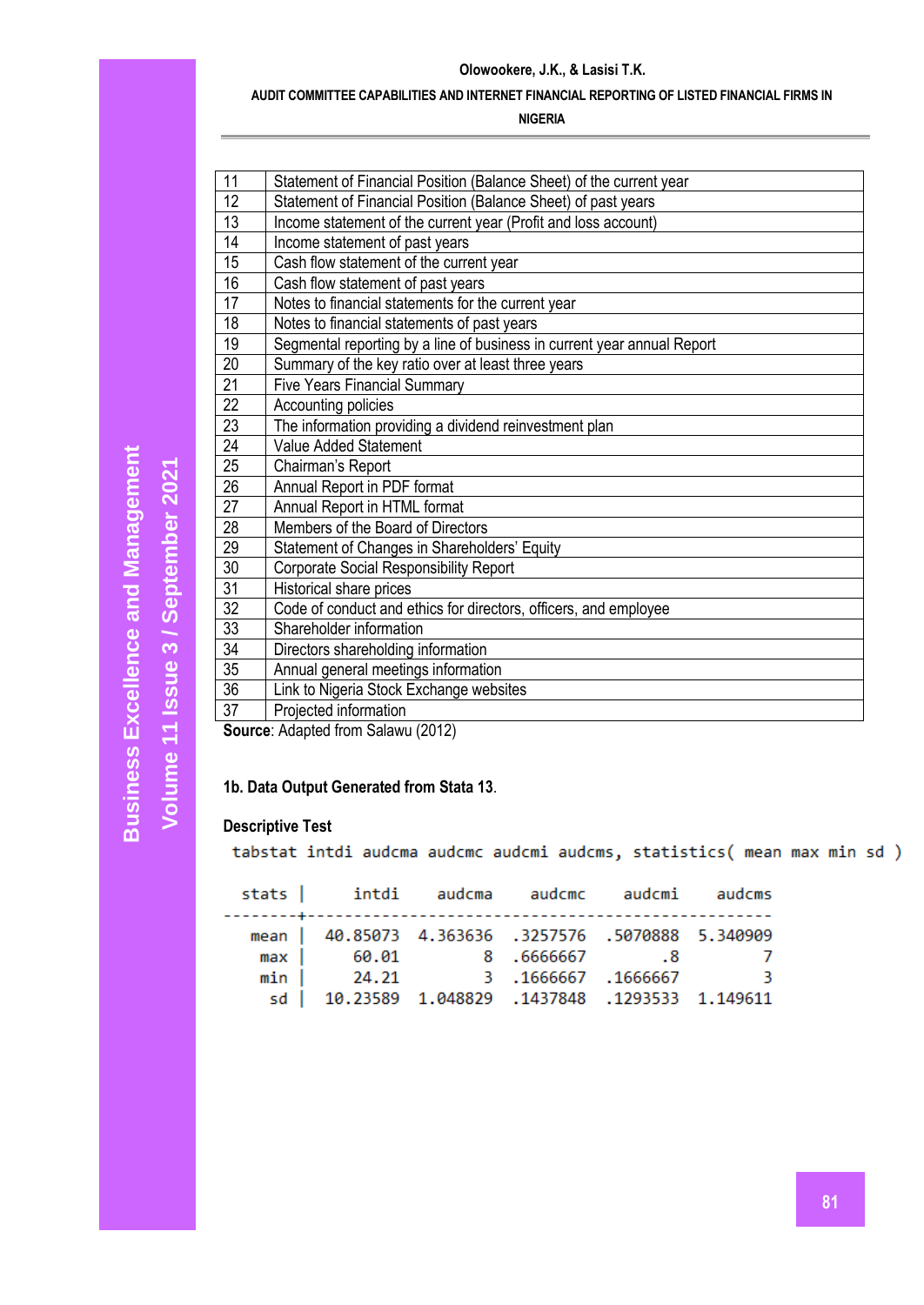| | |
|---|---|
| 11 | Statement of Financial Position (Balance Sheet) of the current year |
| 12 | Statement of Financial Position (Balance Sheet) of past years |
| 13 | Income statement of the current year (Profit and loss account) |
| 14 | Income statement of past years |
| 15 | Cash flow statement of the current year |
| 16 | Cash flow statement of past years |
| 17 | Notes to financial statements for the current year |
| 18 | Notes to financial statements of past years |
| 19 | Segmental reporting by a line of business in current year annual Report |
| 20 | Summary of the key ratio over at least three years |
| 21 | Five Years Financial Summary |
| 22 | Accounting policies |
| 23 | The information providing a dividend reinvestment plan |
| 24 | Value Added Statement |
| 25 | Chairman's Report |
| 26 | Annual Report in PDF format |
| 27 | Annual Report in HTML format |
| 28 | Members of the Board of Directors |
| 29 | Statement of Changes in Shareholders' Equity |
| 30 | Corporate Social Responsibility Report |
| 31 | Historical share prices |
| 32 | Code of conduct and ethics for directors, officers, and employee |
| 33 | Shareholder information |
| 34 | Directors shareholding information |
| 35 | Annual general meetings information |
| 36 | Link to Nigeria Stock Exchange websites |
| 37 | Projected information |

**Source**: Adapted from Salawu (2012)

**1b. Data Output Generated from Stata 13**.

**Descriptive Test**

```
tabstat intdi audcma audcmc audcmi audcms, statistics( mean max min sd )

   stats |     intdi    audcma    audcmc    audcmi    audcms
---------+--------------------------------------------------
    mean |  40.85073  4.363636  .3257576  .5070888  5.340909
     max |     60.01         8  .6666667        .8         7
     min |     24.21         3  .1666667  .1666667         3
      sd |  10.23589  1.048829  .1437848  .1293533  1.149611
```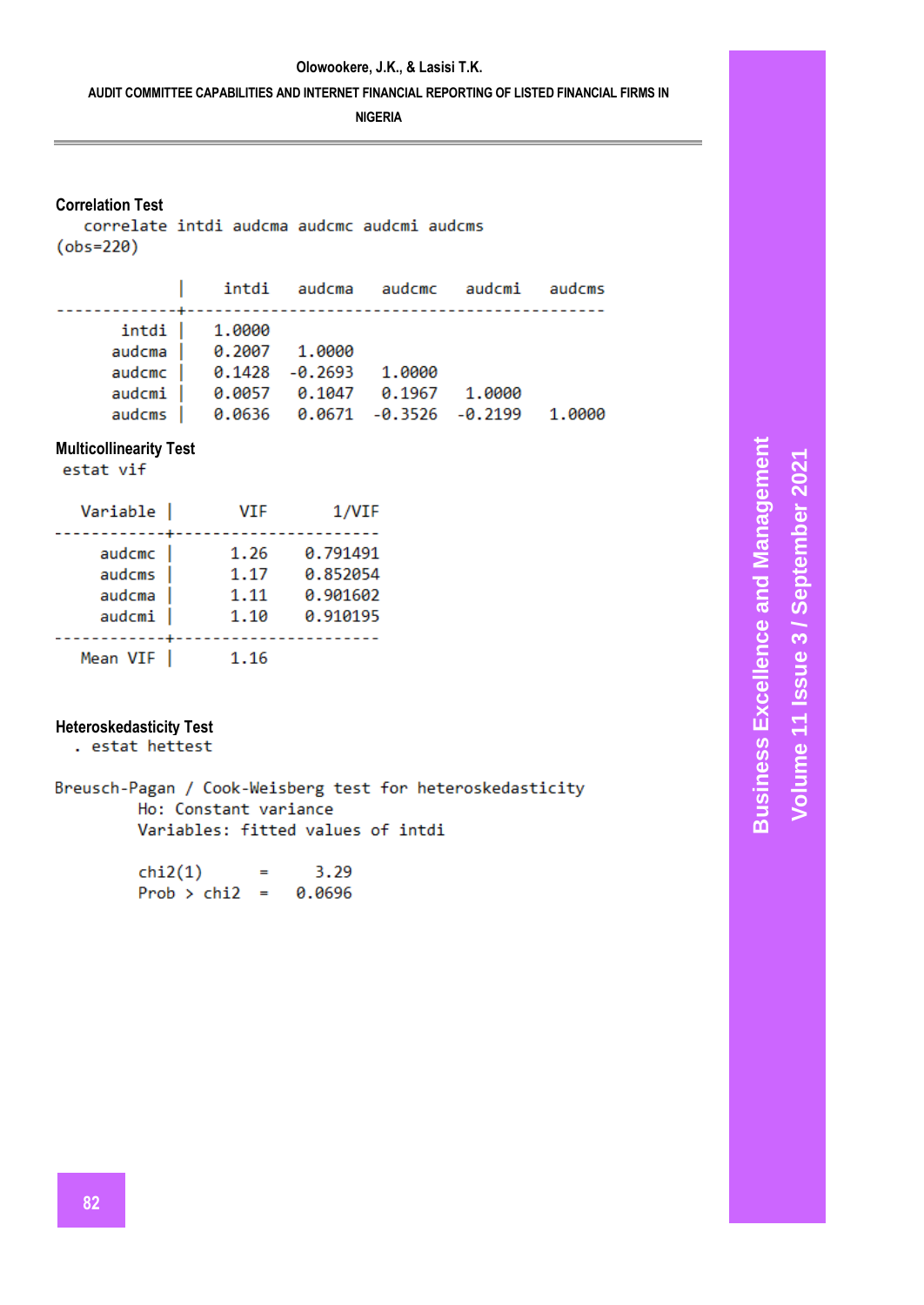**Correlation Test**

```
   correlate intdi audcma audcmc audcmi audcms
(obs=220)

             |    intdi   audcma   audcmc   audcmi   audcms
-------------+---------------------------------------------
       intdi |   1.0000
      audcma |   0.2007   1.0000
      audcmc |   0.1428  -0.2693   1.0000
      audcmi |   0.0057   0.1047   0.1967   1.0000
      audcms |   0.0636   0.0671  -0.3526  -0.2199   1.0000
```

**Multicollinearity Test**

```
 estat vif

    Variable |       VIF       1/VIF  
-------------+----------------------
      audcmc |      1.26    0.791491
      audcms |      1.17    0.852054
      audcma |      1.11    0.901602
      audcmi |      1.10    0.910195
-------------+----------------------
    Mean VIF |      1.16
```

**Heteroskedasticity Test**

```
 . estat hettest

Breusch-Pagan / Cook-Weisberg test for heteroskedasticity
         Ho: Constant variance
         Variables: fitted values of intdi

         chi2(1)      =     3.29
         Prob > chi2  =   0.0696
```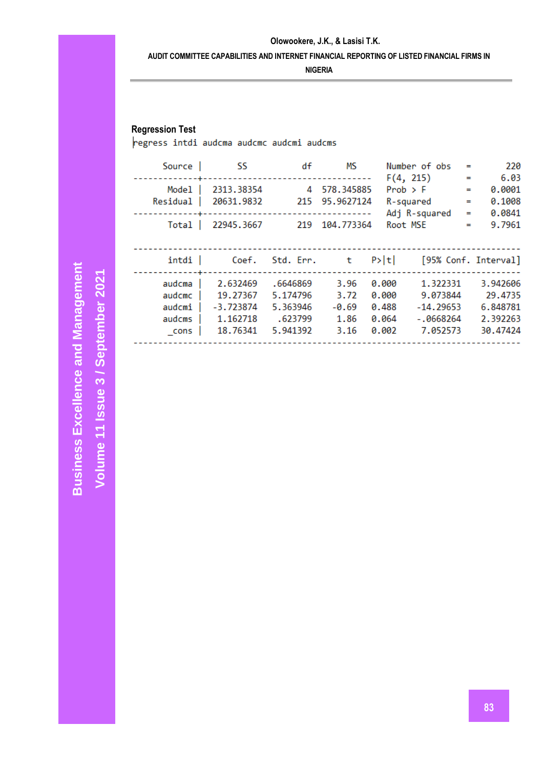**Regression Test**

```
regress intdi audcma audcmc audcmi audcms

      Source |       SS           df       MS      Number of obs   =       220
-------------+----------------------------------   F(4, 215)       =      6.03
       Model |  2313.38354         4  578.345885   Prob > F        =    0.0001
    Residual |  20631.9832       215  95.9627124   R-squared       =    0.1008
-------------+----------------------------------   Adj R-squared   =    0.0841
       Total |  22945.3667       219  104.773364   Root MSE        =    9.7961

------------------------------------------------------------------------------
       intdi |      Coef.   Std. Err.      t    P>|t|     [95% Conf. Interval]
-------------+----------------------------------------------------------------
      audcma |   2.632469   .6646869     3.96   0.000     1.322331    3.942606
      audcmc |   19.27367   5.174796     3.72   0.000     9.073844     29.4735
      audcmi |  -3.723874   5.363946    -0.69   0.488    -14.29653    6.848781
      audcms |   1.162718    .623799     1.86   0.064    -.0668264    2.392263
       _cons |   18.76341   5.941392     3.16   0.002     7.052573    30.47424
------------------------------------------------------------------------------
```